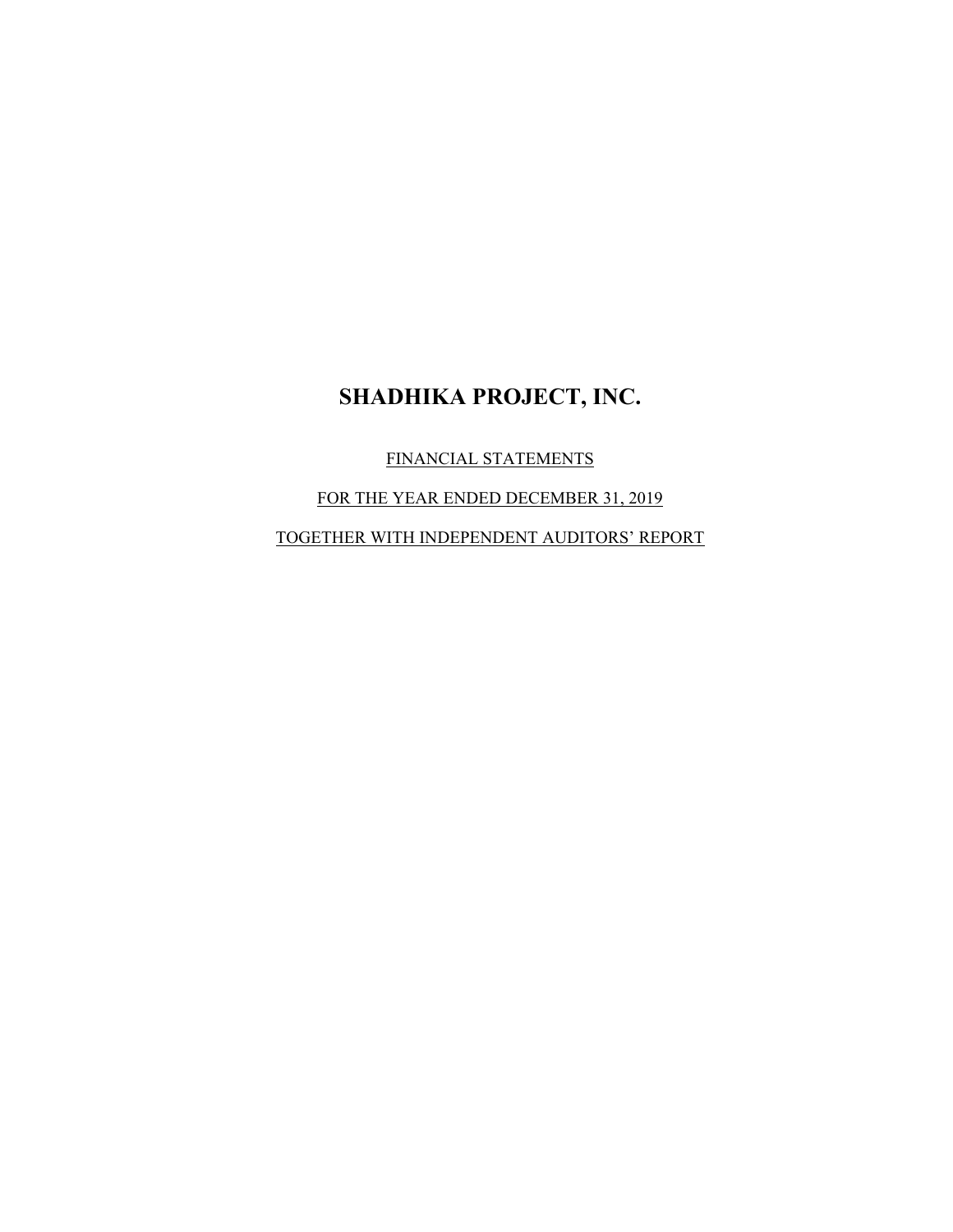# SHADHIKA PROJECT, INC.

FINANCIAL STATEMENTS

FOR THE YEAR ENDED DECEMBER 31, 2019

TOGETHER WITH INDEPENDENT AUDITORS' REPORT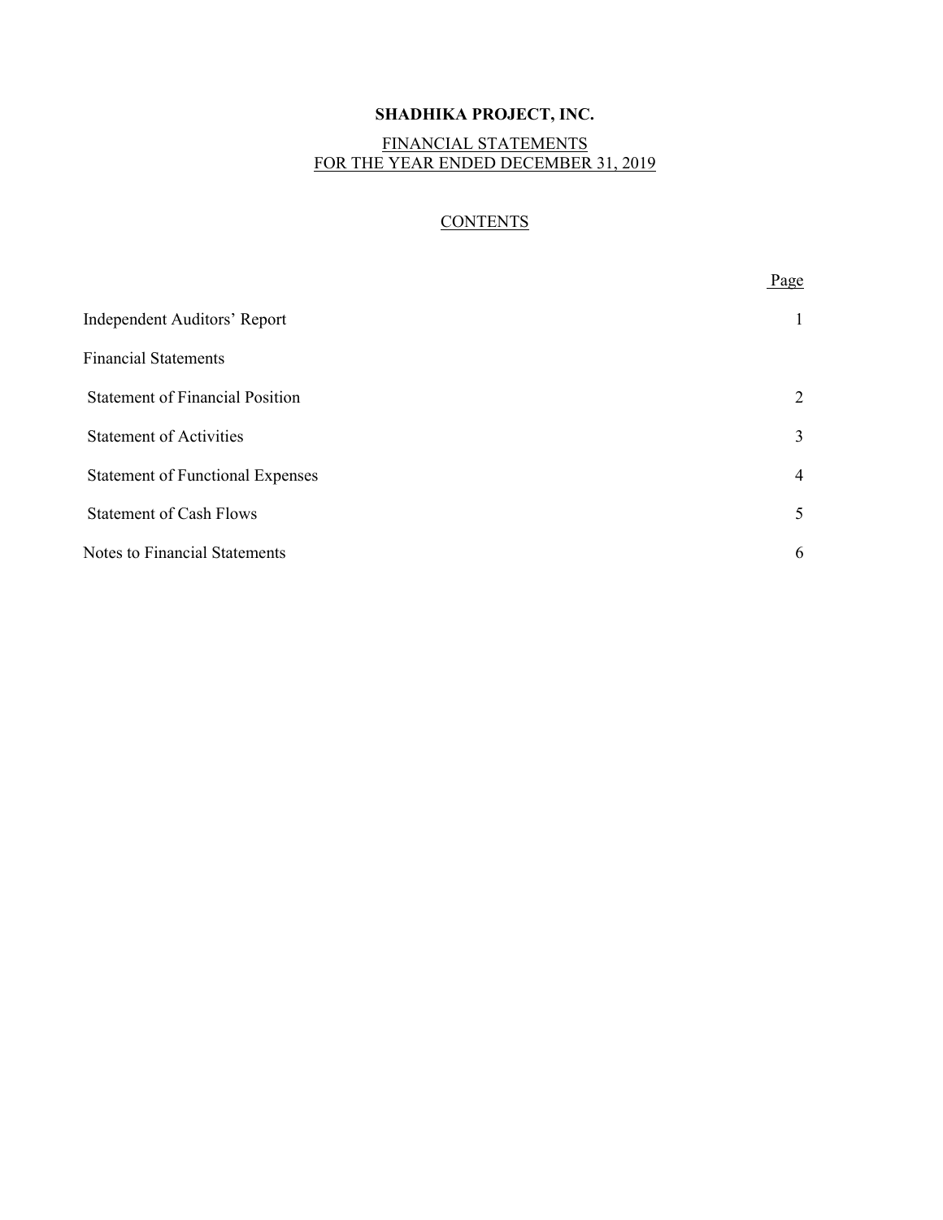# SHADHIKA PROJECT, INC.

FINANCIAL STATEMENTS
FOR THE YEAR ENDED DECEMBER 31, 2019

## CONTENTS

| | Page |
|---|---|
| Independent Auditors' Report | 1 |
| Financial Statements | |
| Statement of Financial Position | 2 |
| Statement of Activities | 3 |
| Statement of Functional Expenses | 4 |
| Statement of Cash Flows | 5 |
| Notes to Financial Statements | 6 |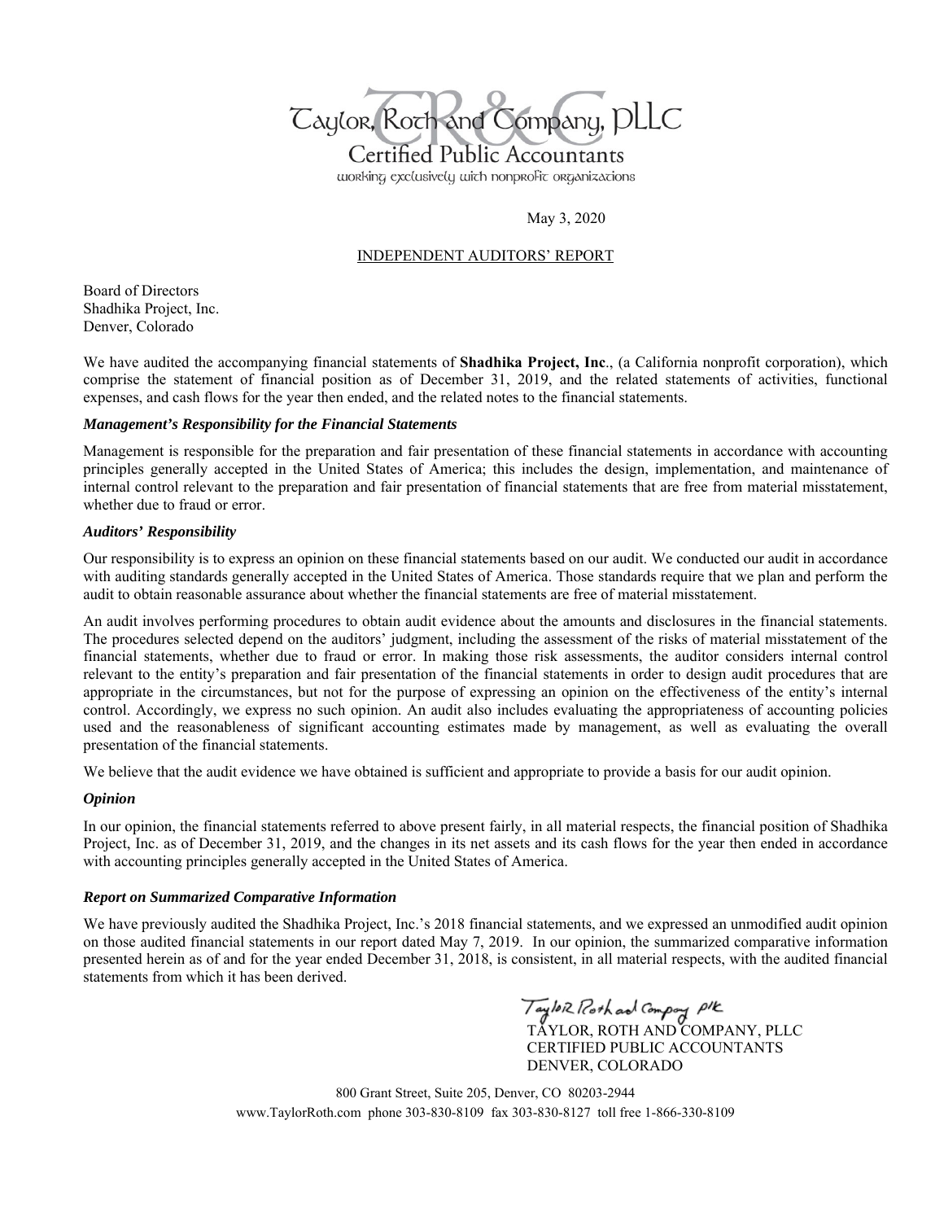Taylor, Roth and Company, PLLC
Certified Public Accountants
working exclusively with nonprofit organizations

May 3, 2020

## INDEPENDENT AUDITORS' REPORT

Board of Directors
Shadhika Project, Inc.
Denver, Colorado

We have audited the accompanying financial statements of **Shadhika Project, Inc**., (a California nonprofit corporation), which comprise the statement of financial position as of December 31, 2019, and the related statements of activities, functional expenses, and cash flows for the year then ended, and the related notes to the financial statements.

### *Management's Responsibility for the Financial Statements*

Management is responsible for the preparation and fair presentation of these financial statements in accordance with accounting principles generally accepted in the United States of America; this includes the design, implementation, and maintenance of internal control relevant to the preparation and fair presentation of financial statements that are free from material misstatement, whether due to fraud or error.

### *Auditors' Responsibility*

Our responsibility is to express an opinion on these financial statements based on our audit. We conducted our audit in accordance with auditing standards generally accepted in the United States of America. Those standards require that we plan and perform the audit to obtain reasonable assurance about whether the financial statements are free of material misstatement.

An audit involves performing procedures to obtain audit evidence about the amounts and disclosures in the financial statements. The procedures selected depend on the auditors' judgment, including the assessment of the risks of material misstatement of the financial statements, whether due to fraud or error. In making those risk assessments, the auditor considers internal control relevant to the entity's preparation and fair presentation of the financial statements in order to design audit procedures that are appropriate in the circumstances, but not for the purpose of expressing an opinion on the effectiveness of the entity's internal control. Accordingly, we express no such opinion. An audit also includes evaluating the appropriateness of accounting policies used and the reasonableness of significant accounting estimates made by management, as well as evaluating the overall presentation of the financial statements.

We believe that the audit evidence we have obtained is sufficient and appropriate to provide a basis for our audit opinion.

### *Opinion*

In our opinion, the financial statements referred to above present fairly, in all material respects, the financial position of Shadhika Project, Inc. as of December 31, 2019, and the changes in its net assets and its cash flows for the year then ended in accordance with accounting principles generally accepted in the United States of America.

### *Report on Summarized Comparative Information*

We have previously audited the Shadhika Project, Inc.'s 2018 financial statements, and we expressed an unmodified audit opinion on those audited financial statements in our report dated May 7, 2019. In our opinion, the summarized comparative information presented herein as of and for the year ended December 31, 2018, is consistent, in all material respects, with the audited financial statements from which it has been derived.

Taylor Roth and Company PLLC
TAYLOR, ROTH AND COMPANY, PLLC
CERTIFIED PUBLIC ACCOUNTANTS
DENVER, COLORADO

800 Grant Street, Suite 205, Denver, CO 80203-2944
www.TaylorRoth.com phone 303-830-8109 fax 303-830-8127 toll free 1-866-330-8109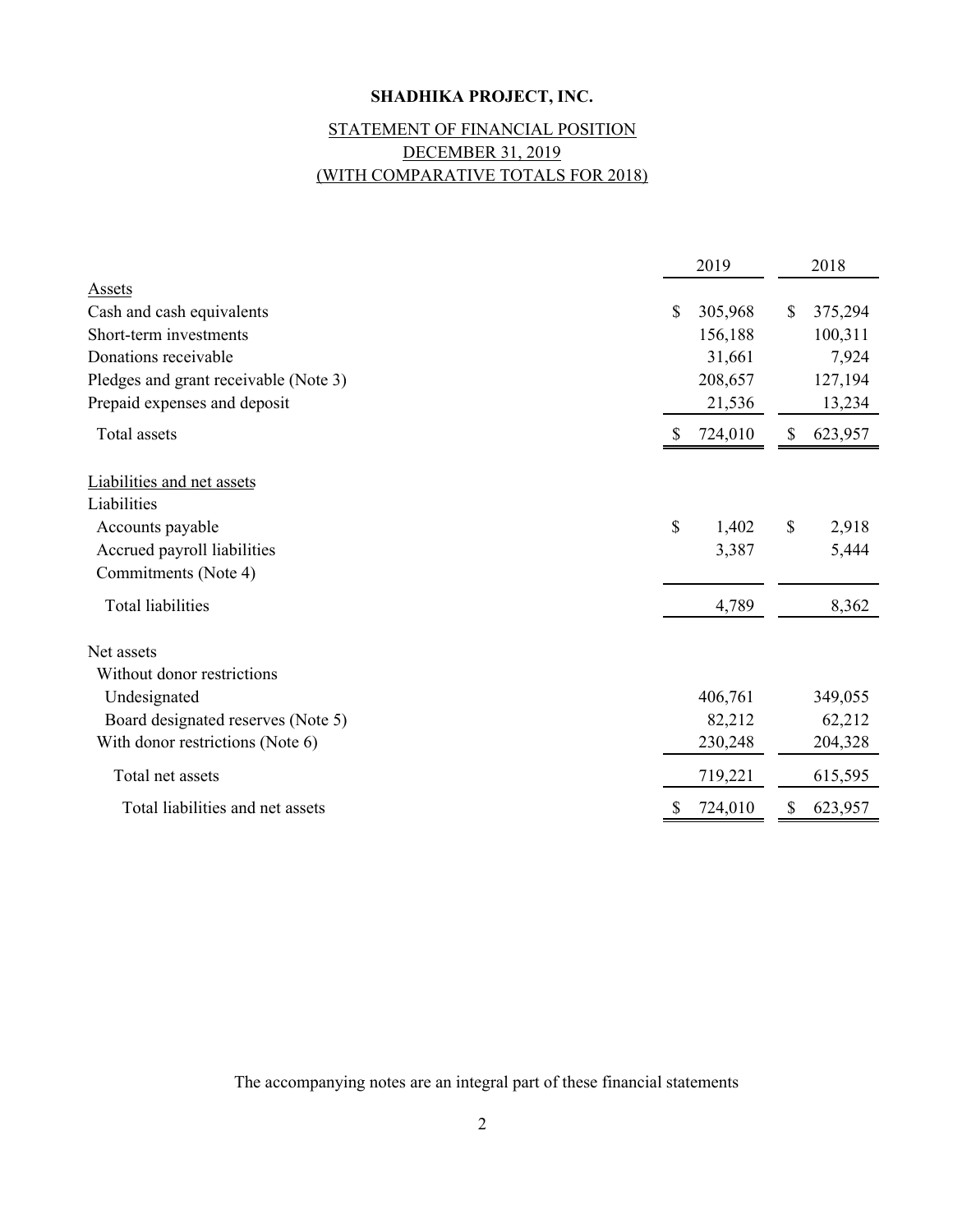**SHADHIKA PROJECT, INC.**

STATEMENT OF FINANCIAL POSITION
DECEMBER 31, 2019
(WITH COMPARATIVE TOTALS FOR 2018)

| | 2019 | 2018 |
|---|---|---|
| Assets | | |
| Cash and cash equivalents | $ 305,968 | $ 375,294 |
| Short-term investments | 156,188 | 100,311 |
| Donations receivable | 31,661 | 7,924 |
| Pledges and grant receivable (Note 3) | 208,657 | 127,194 |
| Prepaid expenses and deposit | 21,536 | 13,234 |
| Total assets | $ 724,010 | $ 623,957 |
| Liabilities and net assets | | |
| Liabilities | | |
| Accounts payable | $ 1,402 | $ 2,918 |
| Accrued payroll liabilities | 3,387 | 5,444 |
| Commitments (Note 4) | | |
| Total liabilities | 4,789 | 8,362 |
| Net assets | | |
| Without donor restrictions | | |
| Undesignated | 406,761 | 349,055 |
| Board designated reserves (Note 5) | 82,212 | 62,212 |
| With donor restrictions (Note 6) | 230,248 | 204,328 |
| Total net assets | 719,221 | 615,595 |
| Total liabilities and net assets | $ 724,010 | $ 623,957 |

The accompanying notes are an integral part of these financial statements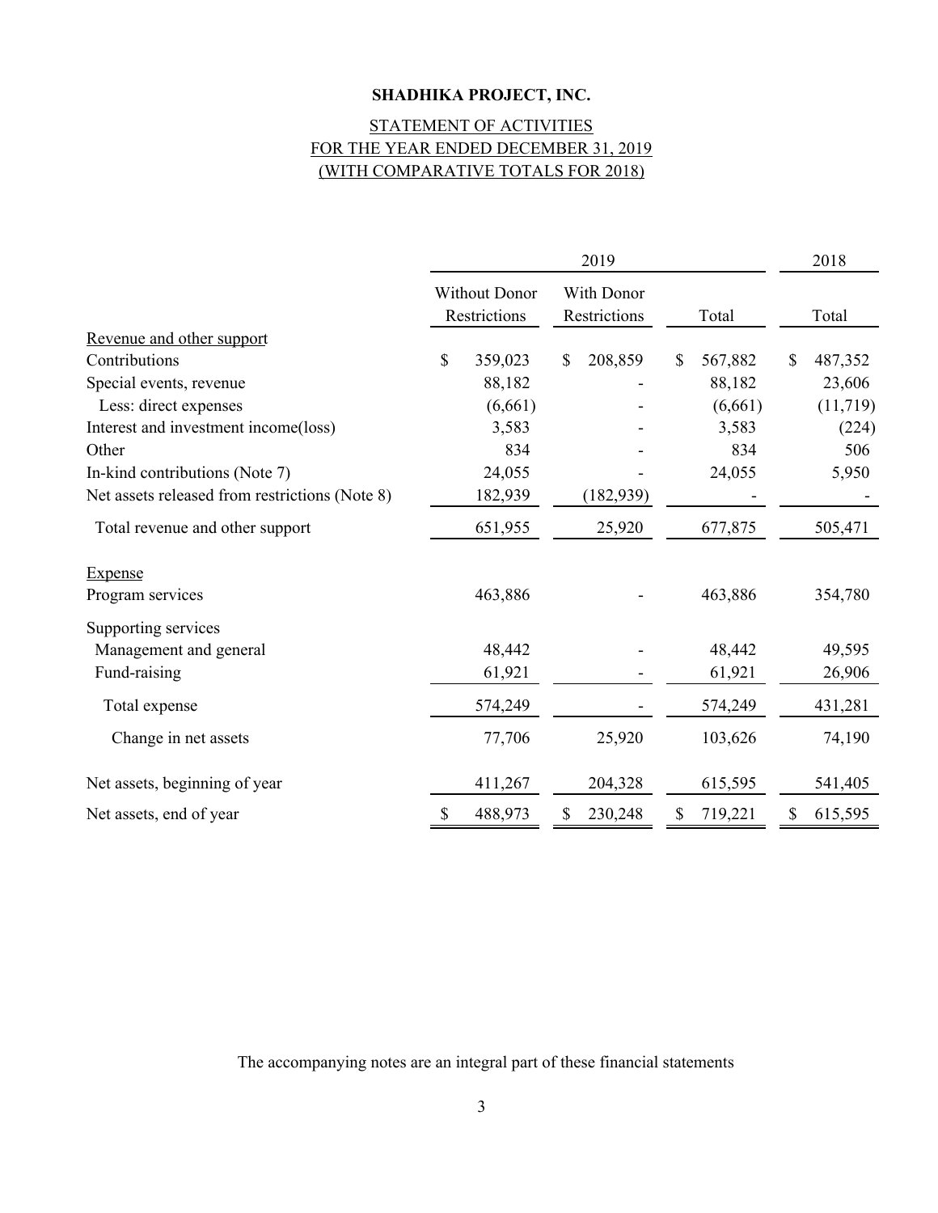**SHADHIKA PROJECT, INC.**

STATEMENT OF ACTIVITIES
FOR THE YEAR ENDED DECEMBER 31, 2019
(WITH COMPARATIVE TOTALS FOR 2018)

| | 2019 | | | 2018 |
|---|---|---|---|---|
| | Without Donor Restrictions | With Donor Restrictions | Total | Total |
| Revenue and other support | | | | |
| Contributions | $ 359,023 | $ 208,859 | $ 567,882 | $ 487,352 |
| Special events, revenue | 88,182 | - | 88,182 | 23,606 |
| Less: direct expenses | (6,661) | - | (6,661) | (11,719) |
| Interest and investment income(loss) | 3,583 | - | 3,583 | (224) |
| Other | 834 | - | 834 | 506 |
| In-kind contributions (Note 7) | 24,055 | - | 24,055 | 5,950 |
| Net assets released from restrictions (Note 8) | 182,939 | (182,939) | - | - |
| Total revenue and other support | 651,955 | 25,920 | 677,875 | 505,471 |
| Expense | | | | |
| Program services | 463,886 | - | 463,886 | 354,780 |
| Supporting services | | | | |
| Management and general | 48,442 | - | 48,442 | 49,595 |
| Fund-raising | 61,921 | - | 61,921 | 26,906 |
| Total expense | 574,249 | - | 574,249 | 431,281 |
| Change in net assets | 77,706 | 25,920 | 103,626 | 74,190 |
| Net assets, beginning of year | 411,267 | 204,328 | 615,595 | 541,405 |
| Net assets, end of year | $ 488,973 | $ 230,248 | $ 719,221 | $ 615,595 |

The accompanying notes are an integral part of these financial statements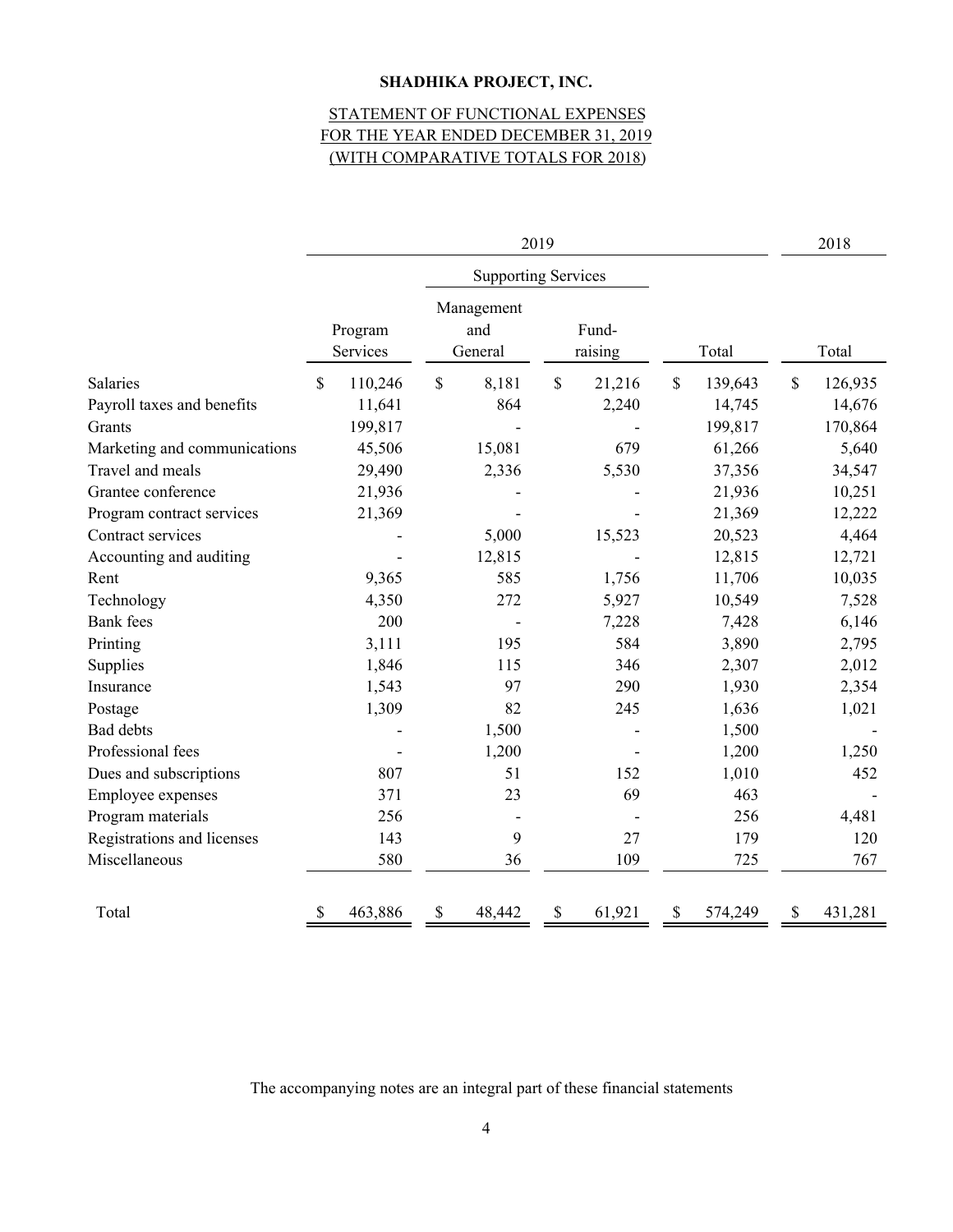**SHADHIKA PROJECT, INC.**

STATEMENT OF FUNCTIONAL EXPENSES
FOR THE YEAR ENDED DECEMBER 31, 2019
(WITH COMPARATIVE TOTALS FOR 2018)

| | 2019 | | | | 2018 |
|---|---|---|---|---|---|
| | | Supporting Services | | | |
| | Program Services | Management and General | Fund-raising | Total | Total |
| Salaries | $ 110,246 | $ 8,181 | $ 21,216 | $ 139,643 | $ 126,935 |
| Payroll taxes and benefits | 11,641 | 864 | 2,240 | 14,745 | 14,676 |
| Grants | 199,817 | - | - | 199,817 | 170,864 |
| Marketing and communications | 45,506 | 15,081 | 679 | 61,266 | 5,640 |
| Travel and meals | 29,490 | 2,336 | 5,530 | 37,356 | 34,547 |
| Grantee conference | 21,936 | - | - | 21,936 | 10,251 |
| Program contract services | 21,369 | - | - | 21,369 | 12,222 |
| Contract services | - | 5,000 | 15,523 | 20,523 | 4,464 |
| Accounting and auditing | - | 12,815 | - | 12,815 | 12,721 |
| Rent | 9,365 | 585 | 1,756 | 11,706 | 10,035 |
| Technology | 4,350 | 272 | 5,927 | 10,549 | 7,528 |
| Bank fees | 200 | - | 7,228 | 7,428 | 6,146 |
| Printing | 3,111 | 195 | 584 | 3,890 | 2,795 |
| Supplies | 1,846 | 115 | 346 | 2,307 | 2,012 |
| Insurance | 1,543 | 97 | 290 | 1,930 | 2,354 |
| Postage | 1,309 | 82 | 245 | 1,636 | 1,021 |
| Bad debts | - | 1,500 | - | 1,500 | - |
| Professional fees | - | 1,200 | - | 1,200 | 1,250 |
| Dues and subscriptions | 807 | 51 | 152 | 1,010 | 452 |
| Employee expenses | 371 | 23 | 69 | 463 | - |
| Program materials | 256 | - | - | 256 | 4,481 |
| Registrations and licenses | 143 | 9 | 27 | 179 | 120 |
| Miscellaneous | 580 | 36 | 109 | 725 | 767 |
| Total | $ 463,886 | $ 48,442 | $ 61,921 | $ 574,249 | $ 431,281 |

The accompanying notes are an integral part of these financial statements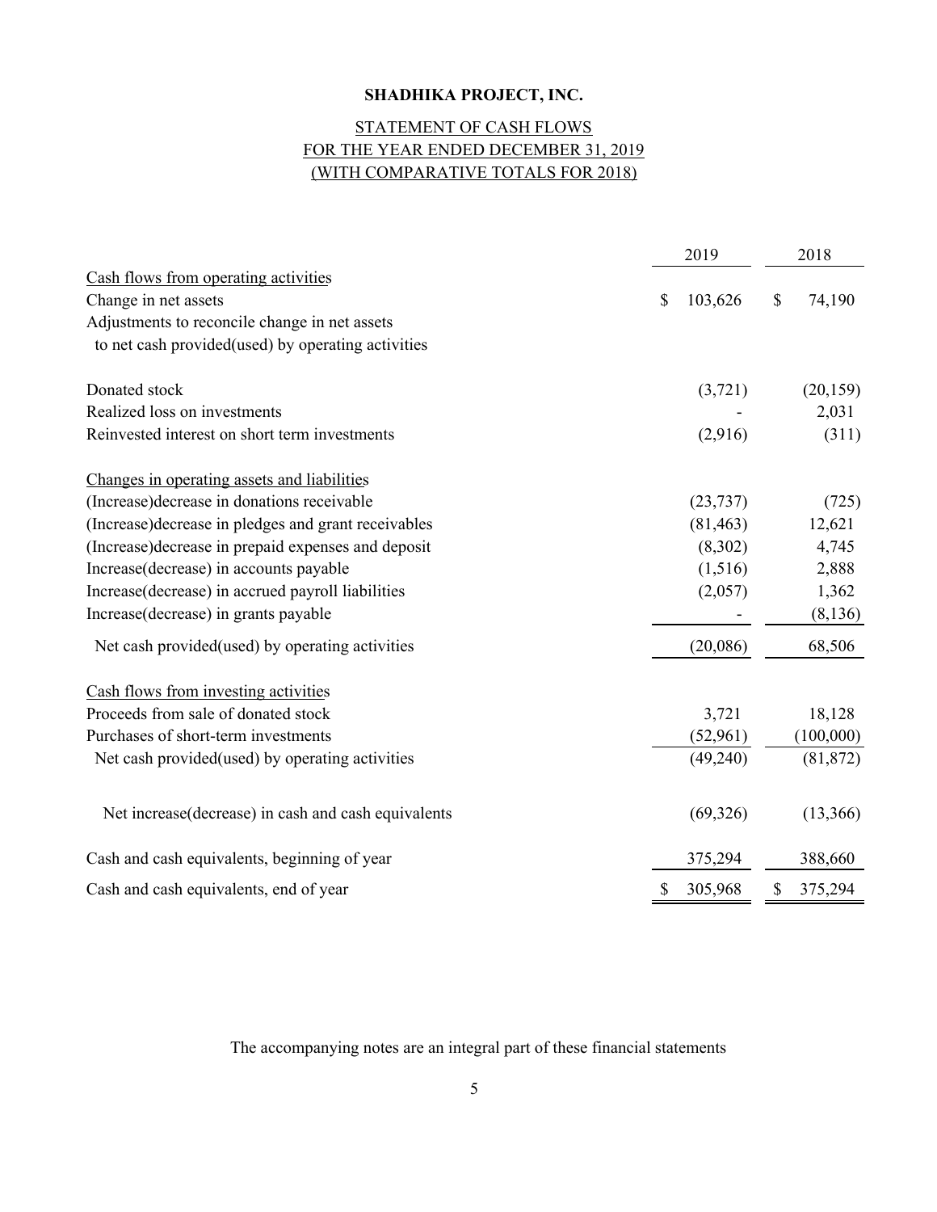**SHADHIKA PROJECT, INC.**

STATEMENT OF CASH FLOWS
FOR THE YEAR ENDED DECEMBER 31, 2019
(WITH COMPARATIVE TOTALS FOR 2018)

| | 2019 | 2018 |
|---|---|---|
| Cash flows from operating activities | | |
| Change in net assets | $ 103,626 | $ 74,190 |
| Adjustments to reconcile change in net assets to net cash provided(used) by operating activities | | |
| Donated stock | (3,721) | (20,159) |
| Realized loss on investments | - | 2,031 |
| Reinvested interest on short term investments | (2,916) | (311) |
| Changes in operating assets and liabilities | | |
| (Increase)decrease in donations receivable | (23,737) | (725) |
| (Increase)decrease in pledges and grant receivables | (81,463) | 12,621 |
| (Increase)decrease in prepaid expenses and deposit | (8,302) | 4,745 |
| Increase(decrease) in accounts payable | (1,516) | 2,888 |
| Increase(decrease) in accrued payroll liabilities | (2,057) | 1,362 |
| Increase(decrease) in grants payable | - | (8,136) |
| Net cash provided(used) by operating activities | (20,086) | 68,506 |
| Cash flows from investing activities | | |
| Proceeds from sale of donated stock | 3,721 | 18,128 |
| Purchases of short-term investments | (52,961) | (100,000) |
| Net cash provided(used) by operating activities | (49,240) | (81,872) |
| Net increase(decrease) in cash and cash equivalents | (69,326) | (13,366) |
| Cash and cash equivalents, beginning of year | 375,294 | 388,660 |
| Cash and cash equivalents, end of year | $ 305,968 | $ 375,294 |

The accompanying notes are an integral part of these financial statements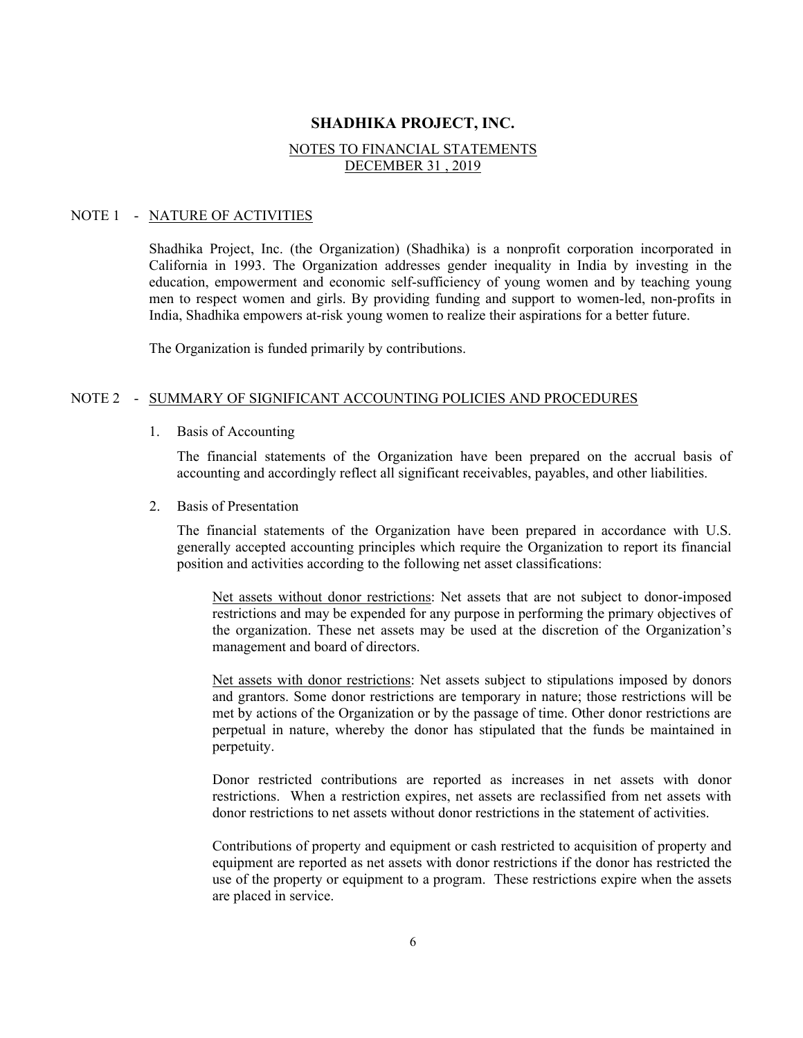# SHADHIKA PROJECT, INC.

## NOTES TO FINANCIAL STATEMENTS
## DECEMBER 31 , 2019

### NOTE 1 - NATURE OF ACTIVITIES

Shadhika Project, Inc. (the Organization) (Shadhika) is a nonprofit corporation incorporated in California in 1993. The Organization addresses gender inequality in India by investing in the education, empowerment and economic self-sufficiency of young women and by teaching young men to respect women and girls. By providing funding and support to women-led, non-profits in India, Shadhika empowers at-risk young women to realize their aspirations for a better future.

The Organization is funded primarily by contributions.

### NOTE 2 - SUMMARY OF SIGNIFICANT ACCOUNTING POLICIES AND PROCEDURES

1. Basis of Accounting

   The financial statements of the Organization have been prepared on the accrual basis of accounting and accordingly reflect all significant receivables, payables, and other liabilities.

2. Basis of Presentation

   The financial statements of the Organization have been prepared in accordance with U.S. generally accepted accounting principles which require the Organization to report its financial position and activities according to the following net asset classifications:

   Net assets without donor restrictions: Net assets that are not subject to donor-imposed restrictions and may be expended for any purpose in performing the primary objectives of the organization. These net assets may be used at the discretion of the Organization's management and board of directors.

   Net assets with donor restrictions: Net assets subject to stipulations imposed by donors and grantors. Some donor restrictions are temporary in nature; those restrictions will be met by actions of the Organization or by the passage of time. Other donor restrictions are perpetual in nature, whereby the donor has stipulated that the funds be maintained in perpetuity.

   Donor restricted contributions are reported as increases in net assets with donor restrictions. When a restriction expires, net assets are reclassified from net assets with donor restrictions to net assets without donor restrictions in the statement of activities.

   Contributions of property and equipment or cash restricted to acquisition of property and equipment are reported as net assets with donor restrictions if the donor has restricted the use of the property or equipment to a program. These restrictions expire when the assets are placed in service.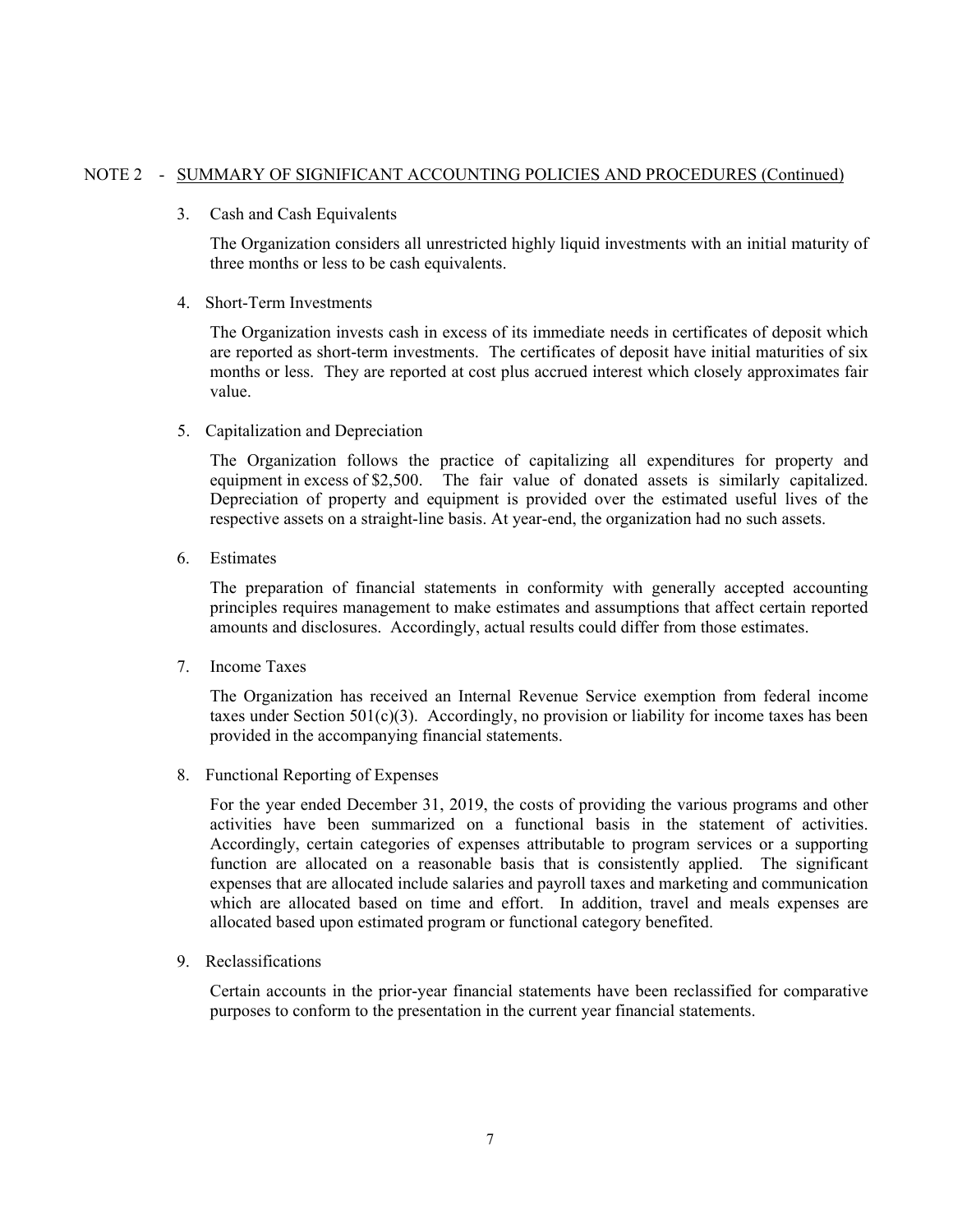NOTE 2 - SUMMARY OF SIGNIFICANT ACCOUNTING POLICIES AND PROCEDURES (Continued)

3. Cash and Cash Equivalents

   The Organization considers all unrestricted highly liquid investments with an initial maturity of three months or less to be cash equivalents.

4. Short-Term Investments

   The Organization invests cash in excess of its immediate needs in certificates of deposit which are reported as short-term investments. The certificates of deposit have initial maturities of six months or less. They are reported at cost plus accrued interest which closely approximates fair value.

5. Capitalization and Depreciation

   The Organization follows the practice of capitalizing all expenditures for property and equipment in excess of $2,500. The fair value of donated assets is similarly capitalized. Depreciation of property and equipment is provided over the estimated useful lives of the respective assets on a straight-line basis. At year-end, the organization had no such assets.

6. Estimates

   The preparation of financial statements in conformity with generally accepted accounting principles requires management to make estimates and assumptions that affect certain reported amounts and disclosures. Accordingly, actual results could differ from those estimates.

7. Income Taxes

   The Organization has received an Internal Revenue Service exemption from federal income taxes under Section 501(c)(3). Accordingly, no provision or liability for income taxes has been provided in the accompanying financial statements.

8. Functional Reporting of Expenses

   For the year ended December 31, 2019, the costs of providing the various programs and other activities have been summarized on a functional basis in the statement of activities. Accordingly, certain categories of expenses attributable to program services or a supporting function are allocated on a reasonable basis that is consistently applied. The significant expenses that are allocated include salaries and payroll taxes and marketing and communication which are allocated based on time and effort. In addition, travel and meals expenses are allocated based upon estimated program or functional category benefited.

9. Reclassifications

   Certain accounts in the prior-year financial statements have been reclassified for comparative purposes to conform to the presentation in the current year financial statements.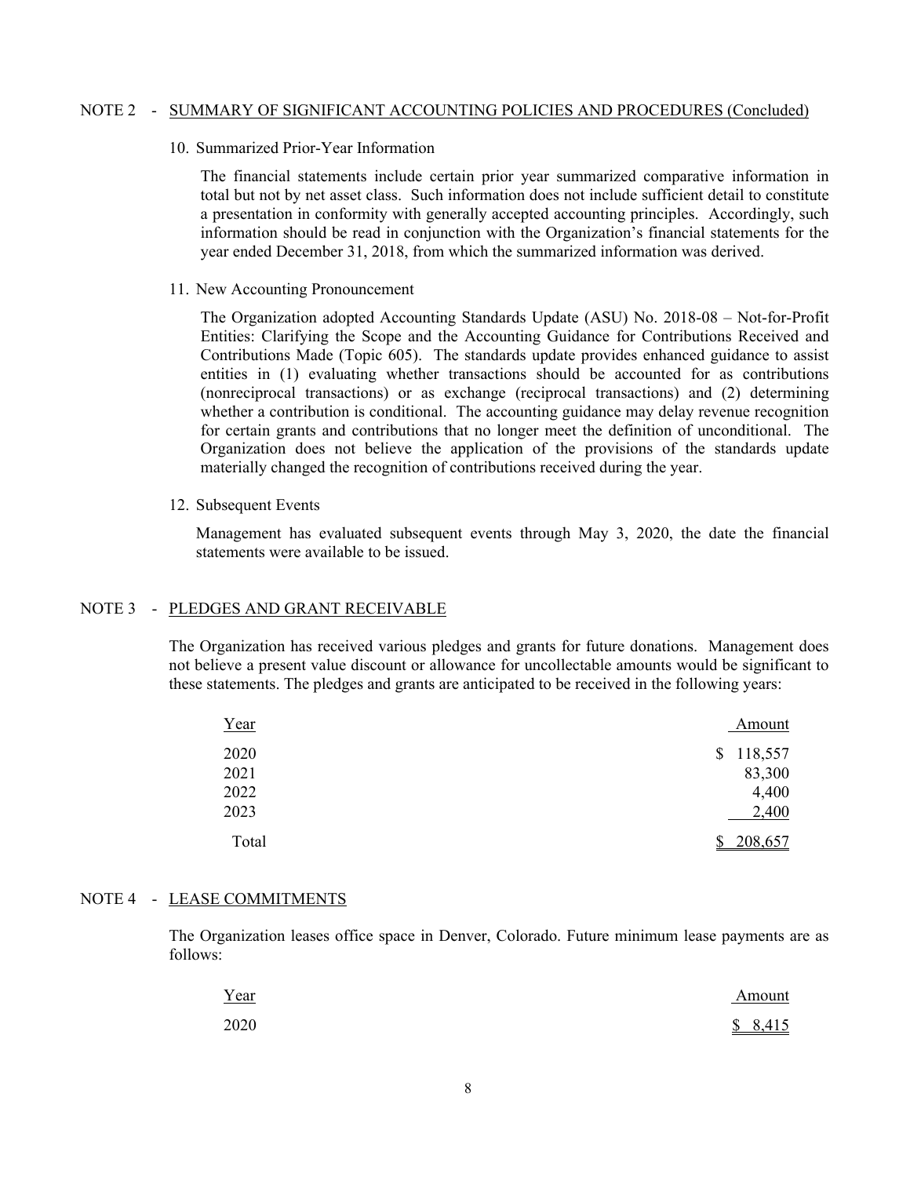## NOTE 2 - SUMMARY OF SIGNIFICANT ACCOUNTING POLICIES AND PROCEDURES (Concluded)

10. Summarized Prior-Year Information

    The financial statements include certain prior year summarized comparative information in total but not by net asset class. Such information does not include sufficient detail to constitute a presentation in conformity with generally accepted accounting principles. Accordingly, such information should be read in conjunction with the Organization's financial statements for the year ended December 31, 2018, from which the summarized information was derived.

11. New Accounting Pronouncement

    The Organization adopted Accounting Standards Update (ASU) No. 2018-08 – Not-for-Profit Entities: Clarifying the Scope and the Accounting Guidance for Contributions Received and Contributions Made (Topic 605). The standards update provides enhanced guidance to assist entities in (1) evaluating whether transactions should be accounted for as contributions (nonreciprocal transactions) or as exchange (reciprocal transactions) and (2) determining whether a contribution is conditional. The accounting guidance may delay revenue recognition for certain grants and contributions that no longer meet the definition of unconditional. The Organization does not believe the application of the provisions of the standards update materially changed the recognition of contributions received during the year.

12. Subsequent Events

    Management has evaluated subsequent events through May 3, 2020, the date the financial statements were available to be issued.

## NOTE 3 - PLEDGES AND GRANT RECEIVABLE

The Organization has received various pledges and grants for future donations. Management does not believe a present value discount or allowance for uncollectable amounts would be significant to these statements. The pledges and grants are anticipated to be received in the following years:

| Year | Amount |
|---|---|
| 2020 | $ 118,557 |
| 2021 | 83,300 |
| 2022 | 4,400 |
| 2023 | 2,400 |
| Total | $ 208,657 |

## NOTE 4 - LEASE COMMITMENTS

The Organization leases office space in Denver, Colorado. Future minimum lease payments are as follows:

| Year | Amount |
|---|---|
| 2020 | $ 8,415 |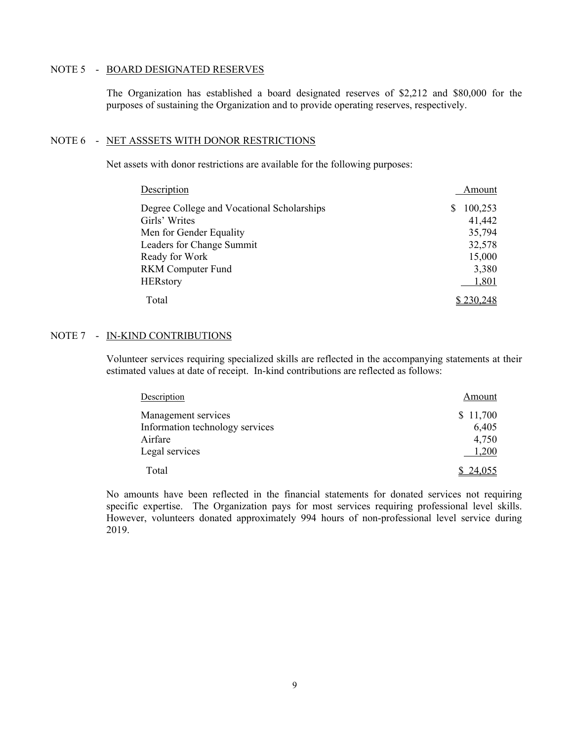## NOTE 5 - BOARD DESIGNATED RESERVES

The Organization has established a board designated reserves of $2,212 and $80,000 for the purposes of sustaining the Organization and to provide operating reserves, respectively.

## NOTE 6 - NET ASSSETS WITH DONOR RESTRICTIONS

Net assets with donor restrictions are available for the following purposes:

| Description | Amount |
|---|---|
| Degree College and Vocational Scholarships | $ 100,253 |
| Girls' Writes | 41,442 |
| Men for Gender Equality | 35,794 |
| Leaders for Change Summit | 32,578 |
| Ready for Work | 15,000 |
| RKM Computer Fund | 3,380 |
| HERstory | 1,801 |
| Total | $ 230,248 |

## NOTE 7 - IN-KIND CONTRIBUTIONS

Volunteer services requiring specialized skills are reflected in the accompanying statements at their estimated values at date of receipt. In-kind contributions are reflected as follows:

| Description | Amount |
|---|---|
| Management services | $ 11,700 |
| Information technology services | 6,405 |
| Airfare | 4,750 |
| Legal services | 1,200 |
| Total | $ 24,055 |

No amounts have been reflected in the financial statements for donated services not requiring specific expertise. The Organization pays for most services requiring professional level skills. However, volunteers donated approximately 994 hours of non-professional level service during 2019.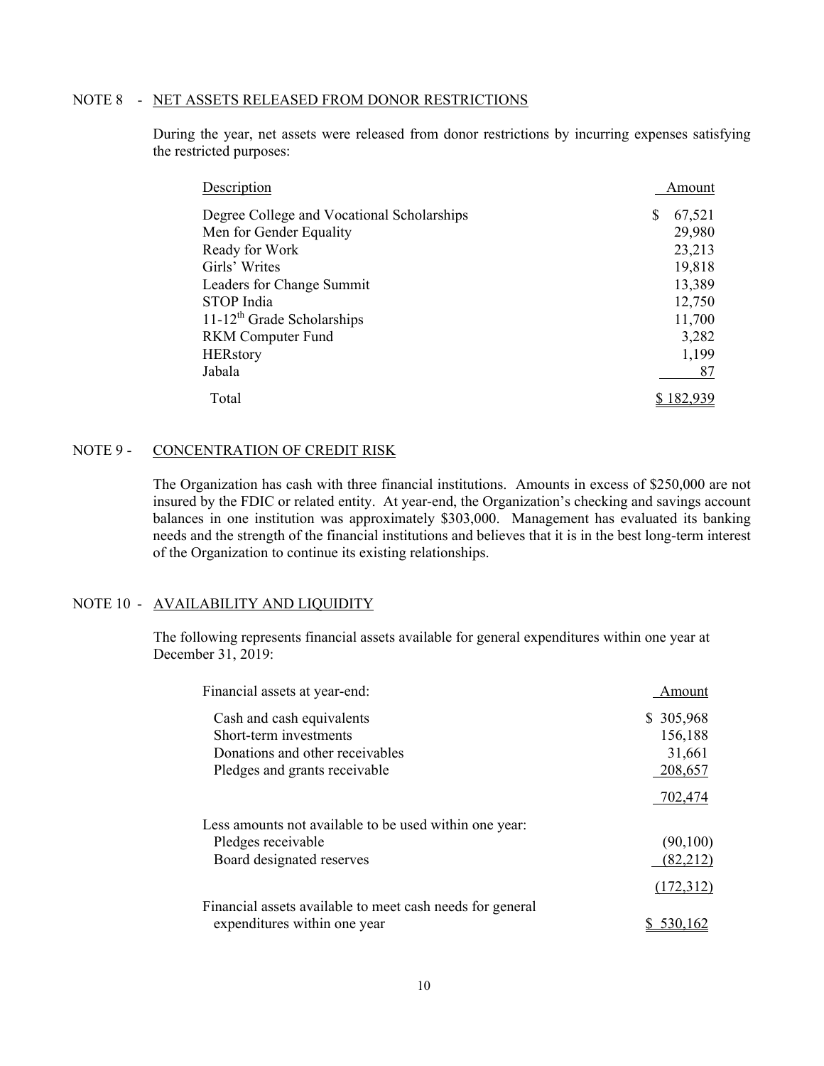## NOTE 8 - NET ASSETS RELEASED FROM DONOR RESTRICTIONS

During the year, net assets were released from donor restrictions by incurring expenses satisfying the restricted purposes:

| Description | Amount |
|---|---:|
| Degree College and Vocational Scholarships | $ 67,521 |
| Men for Gender Equality | 29,980 |
| Ready for Work | 23,213 |
| Girls' Writes | 19,818 |
| Leaders for Change Summit | 13,389 |
| STOP India | 12,750 |
| 11-12th Grade Scholarships | 11,700 |
| RKM Computer Fund | 3,282 |
| HERstory | 1,199 |
| Jabala | 87 |
| Total | $ 182,939 |

## NOTE 9 - CONCENTRATION OF CREDIT RISK

The Organization has cash with three financial institutions. Amounts in excess of $250,000 are not insured by the FDIC or related entity. At year-end, the Organization's checking and savings account balances in one institution was approximately $303,000. Management has evaluated its banking needs and the strength of the financial institutions and believes that it is in the best long-term interest of the Organization to continue its existing relationships.

## NOTE 10 - AVAILABILITY AND LIQUIDITY

The following represents financial assets available for general expenditures within one year at December 31, 2019:

| Financial assets at year-end: | Amount |
|---|---:|
| Cash and cash equivalents | $ 305,968 |
| Short-term investments | 156,188 |
| Donations and other receivables | 31,661 |
| Pledges and grants receivable | 208,657 |
| | 702,474 |
| Less amounts not available to be used within one year: | |
| Pledges receivable | (90,100) |
| Board designated reserves | (82,212) |
| | (172,312) |
| Financial assets available to meet cash needs for general expenditures within one year | $ 530,162 |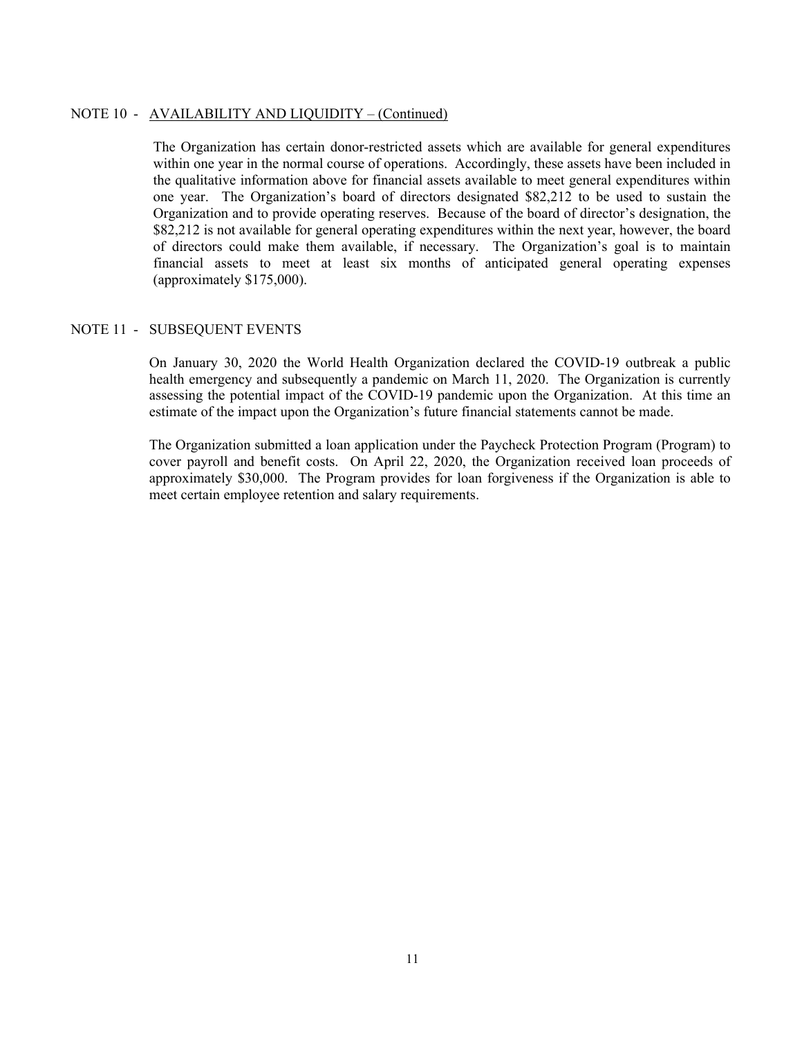## NOTE 10 - AVAILABILITY AND LIQUIDITY – (Continued)

The Organization has certain donor-restricted assets which are available for general expenditures within one year in the normal course of operations. Accordingly, these assets have been included in the qualitative information above for financial assets available to meet general expenditures within one year. The Organization's board of directors designated $82,212 to be used to sustain the Organization and to provide operating reserves. Because of the board of director's designation, the $82,212 is not available for general operating expenditures within the next year, however, the board of directors could make them available, if necessary. The Organization's goal is to maintain financial assets to meet at least six months of anticipated general operating expenses (approximately $175,000).

## NOTE 11 - SUBSEQUENT EVENTS

On January 30, 2020 the World Health Organization declared the COVID-19 outbreak a public health emergency and subsequently a pandemic on March 11, 2020. The Organization is currently assessing the potential impact of the COVID-19 pandemic upon the Organization. At this time an estimate of the impact upon the Organization's future financial statements cannot be made.

The Organization submitted a loan application under the Paycheck Protection Program (Program) to cover payroll and benefit costs. On April 22, 2020, the Organization received loan proceeds of approximately $30,000. The Program provides for loan forgiveness if the Organization is able to meet certain employee retention and salary requirements.